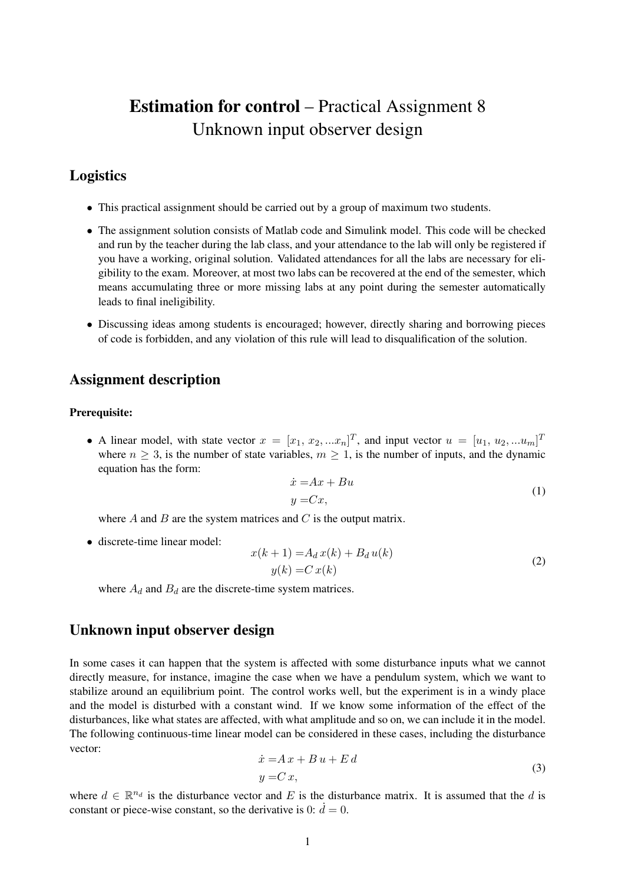# **Estimation for control** – Practical Assignment 8
Unknown input observer design

## Logistics

- This practical assignment should be carried out by a group of maximum two students.
- The assignment solution consists of Matlab code and Simulink model. This code will be checked and run by the teacher during the lab class, and your attendance to the lab will only be registered if you have a working, original solution. Validated attendances for all the labs are necessary for eligibility to the exam. Moreover, at most two labs can be recovered at the end of the semester, which means accumulating three or more missing labs at any point during the semester automatically leads to final ineligibility.
- Discussing ideas among students is encouraged; however, directly sharing and borrowing pieces of code is forbidden, and any violation of this rule will lead to disqualification of the solution.

## Assignment description

**Prerequisite:**

- A linear model, with state vector $x = [x_1,\, x_2, ... x_n]^T$, and input vector $u = [u_1,\, u_2, ... u_m]^T$ where $n \geq 3$, is the number of state variables, $m \geq 1$, is the number of inputs, and the dynamic equation has the form:
$$
\begin{aligned}
\dot{x} =& Ax + Bu \\
y =& Cx,
\end{aligned}
\tag{1}
$$
where $A$ and $B$ are the system matrices and $C$ is the output matrix.
- discrete-time linear model:
$$
\begin{aligned}
x(k+1) =& A_d\, x(k) + B_d\, u(k) \\
y(k) =& C\, x(k)
\end{aligned}
\tag{2}
$$
where $A_d$ and $B_d$ are the discrete-time system matrices.

## Unknown input observer design

In some cases it can happen that the system is affected with some disturbance inputs what we cannot directly measure, for instance, imagine the case when we have a pendulum system, which we want to stabilize around an equilibrium point. The control works well, but the experiment is in a windy place and the model is disturbed with a constant wind. If we know some information of the effect of the disturbances, like what states are affected, with what amplitude and so on, we can include it in the model. The following continuous-time linear model can be considered in these cases, including the disturbance vector:
$$
\begin{aligned}
\dot{x} =& A\, x + B\, u + E\, d \\
y =& C\, x,
\end{aligned}
\tag{3}
$$
where $d \in \mathbb{R}^{n_d}$ is the disturbance vector and $E$ is the disturbance matrix. It is assumed that the $d$ is constant or piece-wise constant, so the derivative is 0: $\dot{d} = 0$.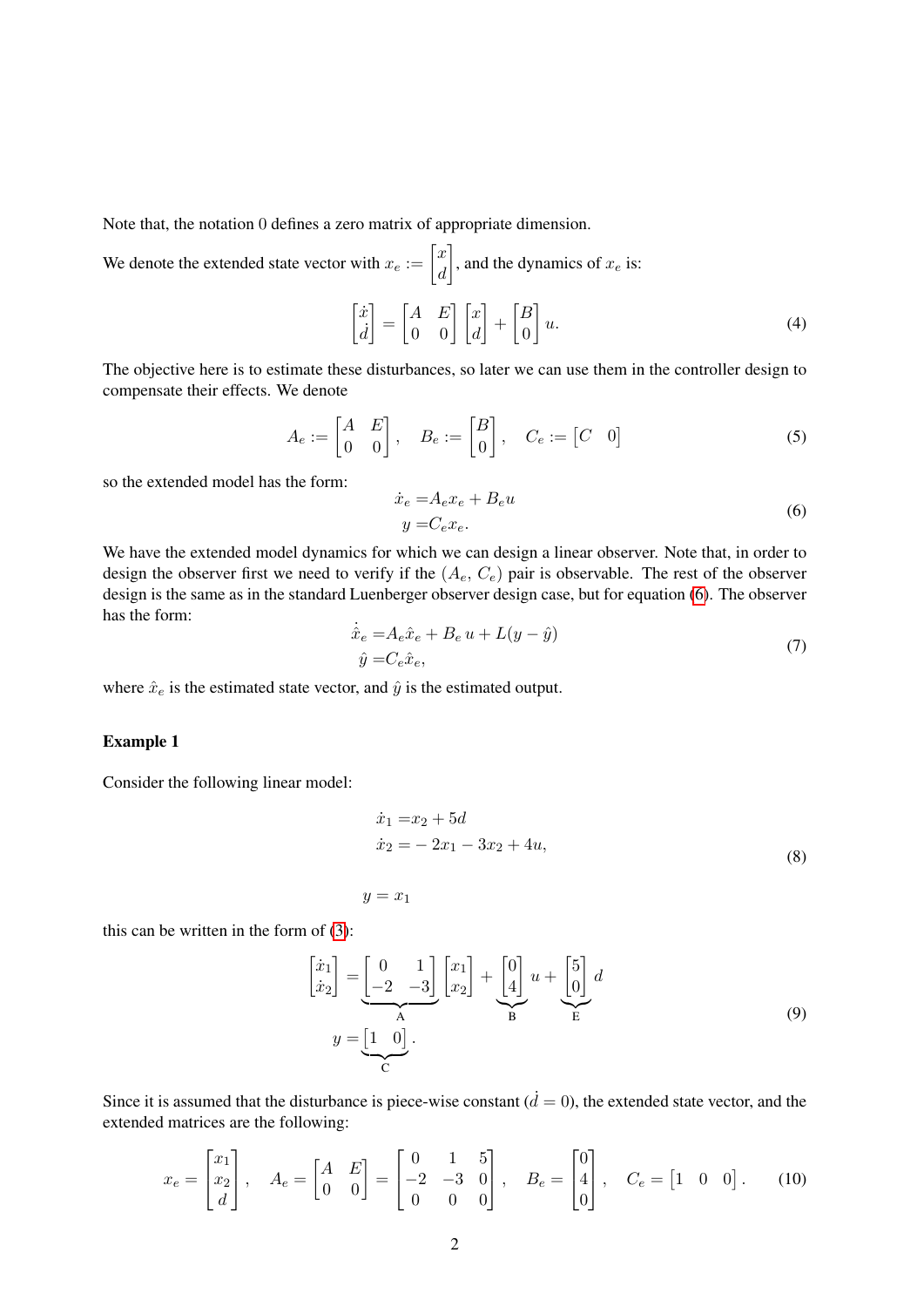Note that, the notation 0 defines a zero matrix of appropriate dimension.

We denote the extended state vector with $x_e := \begin{bmatrix} x \\ d \end{bmatrix}$, and the dynamics of $x_e$ is:

$$\begin{bmatrix} \dot{x} \\ \dot{d} \end{bmatrix} = \begin{bmatrix} A & E \\ 0 & 0 \end{bmatrix} \begin{bmatrix} x \\ d \end{bmatrix} + \begin{bmatrix} B \\ 0 \end{bmatrix} u. \tag{4}$$

The objective here is to estimate these disturbances, so later we can use them in the controller design to compensate their effects. We denote

$$A_e := \begin{bmatrix} A & E \\ 0 & 0 \end{bmatrix}, \quad B_e := \begin{bmatrix} B \\ 0 \end{bmatrix}, \quad C_e := \begin{bmatrix} C & 0 \end{bmatrix} \tag{5}$$

so the extended model has the form:

$$\begin{aligned} \dot{x}_e &= A_e x_e + B_e u \\ y &= C_e x_e. \end{aligned} \tag{6}$$

We have the extended model dynamics for which we can design a linear observer. Note that, in order to design the observer first we need to verify if the ($A_e$, $C_e$) pair is observable. The rest of the observer design is the same as in the standard Luenberger observer design case, but for equation (6). The observer has the form:

$$\begin{aligned} \dot{\hat{x}}_e &= A_e \hat{x}_e + B_e \, u + L(y - \hat{y}) \\ \hat{y} &= C_e \hat{x}_e, \end{aligned} \tag{7}$$

where $\hat{x}_e$ is the estimated state vector, and $\hat{y}$ is the estimated output.

**Example 1**

Consider the following linear model:

$$\begin{aligned} \dot{x}_1 &= x_2 + 5d \\ \dot{x}_2 &= -2x_1 - 3x_2 + 4u, \\ y &= x_1 \end{aligned} \tag{8}$$

this can be written in the form of (3):

$$\begin{aligned} \begin{bmatrix} \dot{x}_1 \\ \dot{x}_2 \end{bmatrix} &= \underbrace{\begin{bmatrix} 0 & 1 \\ -2 & -3 \end{bmatrix}}_{\text{A}} \begin{bmatrix} x_1 \\ x_2 \end{bmatrix} + \underbrace{\begin{bmatrix} 0 \\ 4 \end{bmatrix}}_{\text{B}} u + \underbrace{\begin{bmatrix} 5 \\ 0 \end{bmatrix}}_{\text{E}} d \\ y &= \underbrace{\begin{bmatrix} 1 & 0 \end{bmatrix}}_{\text{C}}. \end{aligned} \tag{9}$$

Since it is assumed that the disturbance is piece-wise constant ($\dot{d} = 0$), the extended state vector, and the extended matrices are the following:

$$x_e = \begin{bmatrix} x_1 \\ x_2 \\ d \end{bmatrix}, \quad A_e = \begin{bmatrix} A & E \\ 0 & 0 \end{bmatrix} = \begin{bmatrix} 0 & 1 & 5 \\ -2 & -3 & 0 \\ 0 & 0 & 0 \end{bmatrix}, \quad B_e = \begin{bmatrix} 0 \\ 4 \\ 0 \end{bmatrix}, \quad C_e = \begin{bmatrix} 1 & 0 & 0 \end{bmatrix}. \tag{10}$$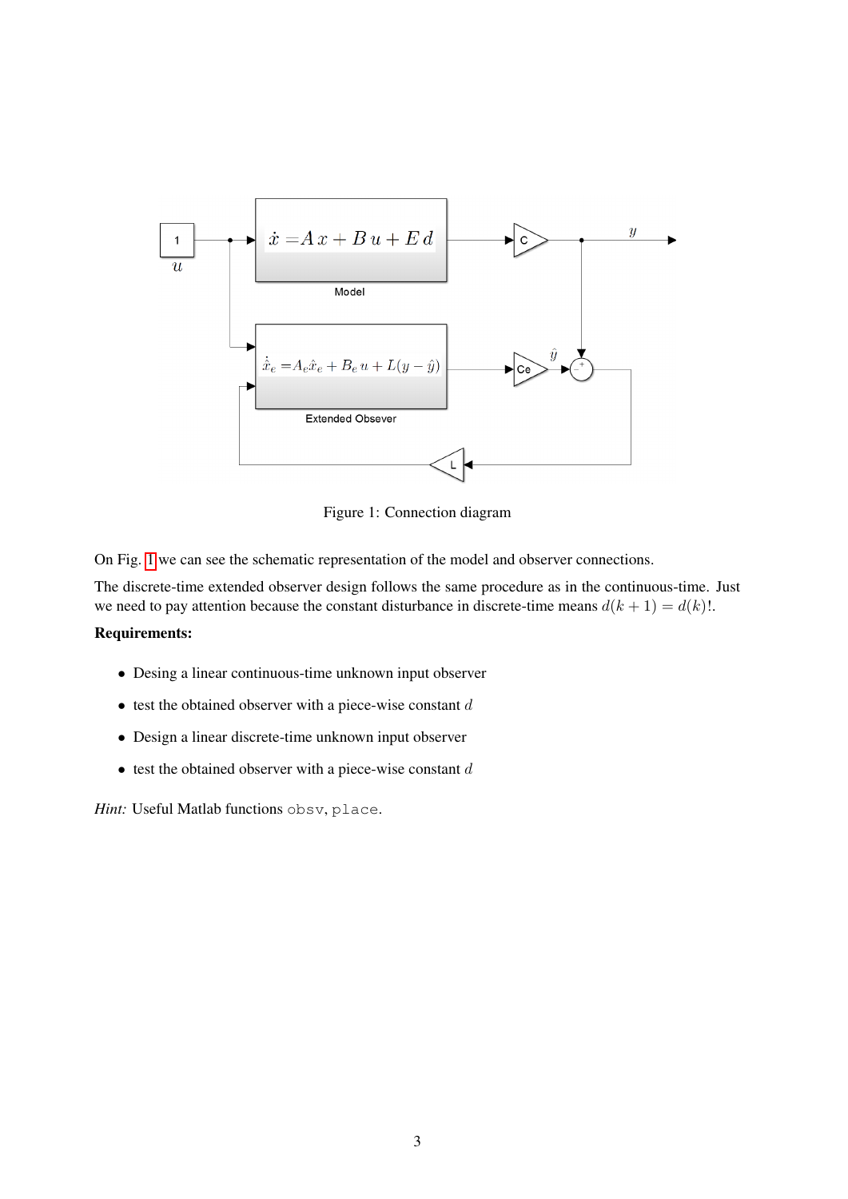$\dot{x} = A\,x + B\,u + E\,d$

Model

1

$u$

C

$y$

$\dot{\hat{x}}_e = A_e\hat{x}_e + B_e\,u + L(y - \hat{y})$

Extended Obsever

Ce

$\hat{y}$

L

Figure 1: Connection diagram

On Fig. 1 we can see the schematic representation of the model and observer connections.

The discrete-time extended observer design follows the same procedure as in the continuous-time. Just we need to pay attention because the constant disturbance in discrete-time means $d(k+1) = d(k)$!.

**Requirements:**

- Desing a linear continuous-time unknown input observer
- test the obtained observer with a piece-wise constant $d$
- Design a linear discrete-time unknown input observer
- test the obtained observer with a piece-wise constant $d$

*Hint:* Useful Matlab functions `obsv`, `place`.